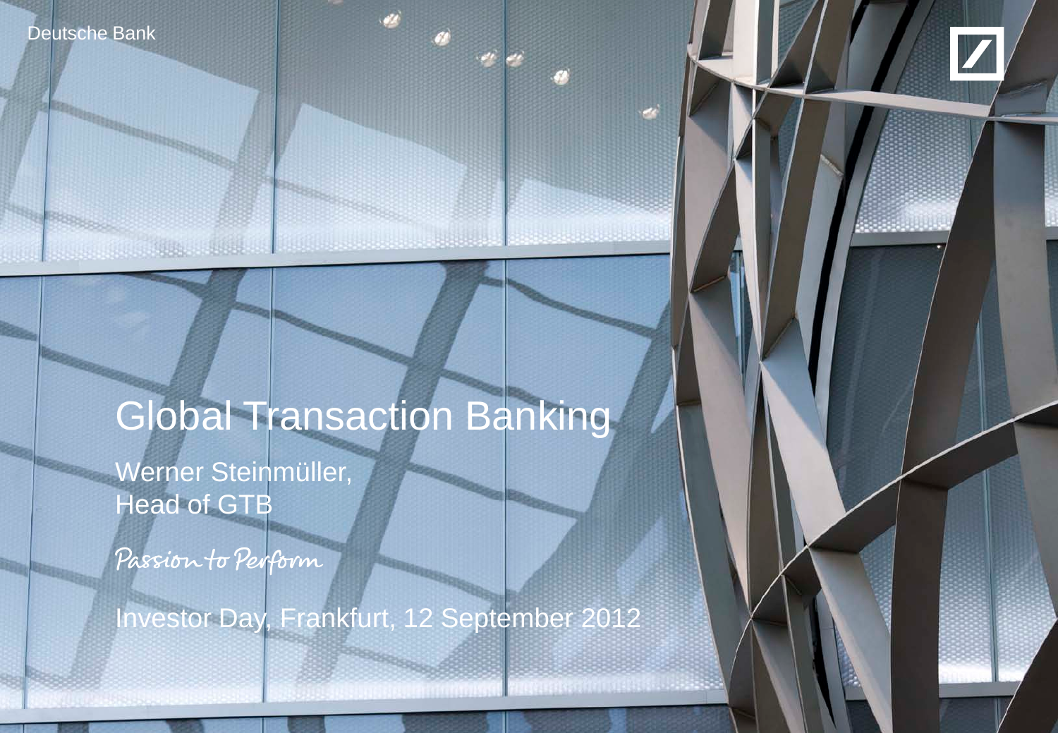Deutsche Bank

# Global Transaction Banking

Werner Steinmüller,
Head of GTB

*Passion to Perform*

Investor Day, Frankfurt, 12 September 2012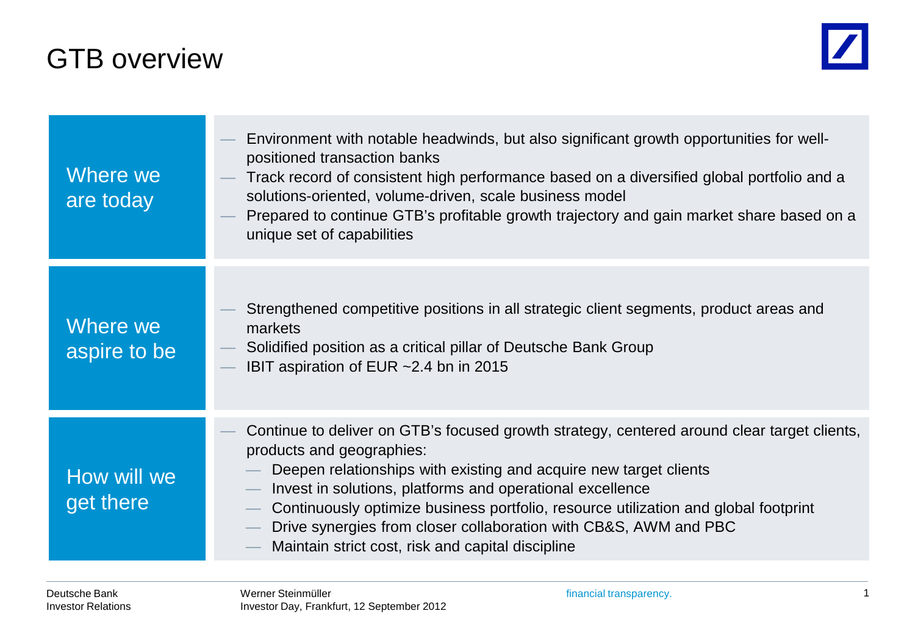# GTB overview

## Where we are today

- Environment with notable headwinds, but also significant growth opportunities for well-positioned transaction banks
- Track record of consistent high performance based on a diversified global portfolio and a solutions-oriented, volume-driven, scale business model
- Prepared to continue GTB's profitable growth trajectory and gain market share based on a unique set of capabilities

## Where we aspire to be

- Strengthened competitive positions in all strategic client segments, product areas and markets
- Solidified position as a critical pillar of Deutsche Bank Group
- IBIT aspiration of EUR ~2.4 bn in 2015

## How will we get there

- Continue to deliver on GTB's focused growth strategy, centered around clear target clients, products and geographies:
  - Deepen relationships with existing and acquire new target clients
  - Invest in solutions, platforms and operational excellence
  - Continuously optimize business portfolio, resource utilization and global footprint
  - Drive synergies from closer collaboration with CB&S, AWM and PBC
  - Maintain strict cost, risk and capital discipline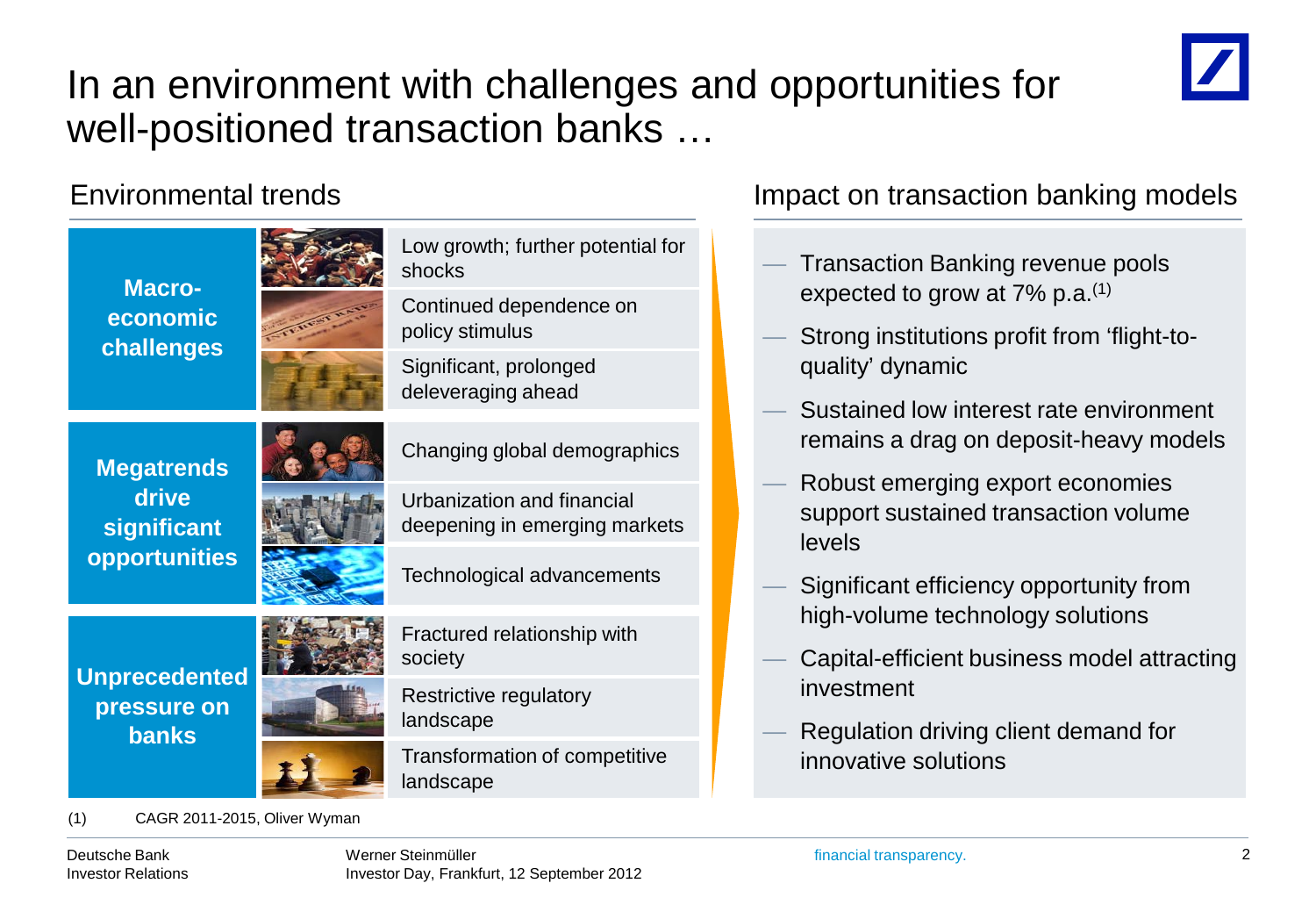# In an environment with challenges and opportunities for well-positioned transaction banks …

## Environmental trends

| Category | Trend |
| --- | --- |
| **Macro-economic challenges** | Low growth; further potential for shocks |
| | Continued dependence on policy stimulus |
| | Significant, prolonged deleveraging ahead |
| **Megatrends drive significant opportunities** | Changing global demographics |
| | Urbanization and financial deepening in emerging markets |
| | Technological advancements |
| **Unprecedented pressure on banks** | Fractured relationship with society |
| | Restrictive regulatory landscape |
| | Transformation of competitive landscape |

## Impact on transaction banking models

- Transaction Banking revenue pools expected to grow at 7% p.a.[1]
- Strong institutions profit from 'flight-to-quality' dynamic
- Sustained low interest rate environment remains a drag on deposit-heavy models
- Robust emerging export economies support sustained transaction volume levels
- Significant efficiency opportunity from high-volume technology solutions
- Capital-efficient business model attracting investment
- Regulation driving client demand for innovative solutions

(1) CAGR 2011-2015, Oliver Wyman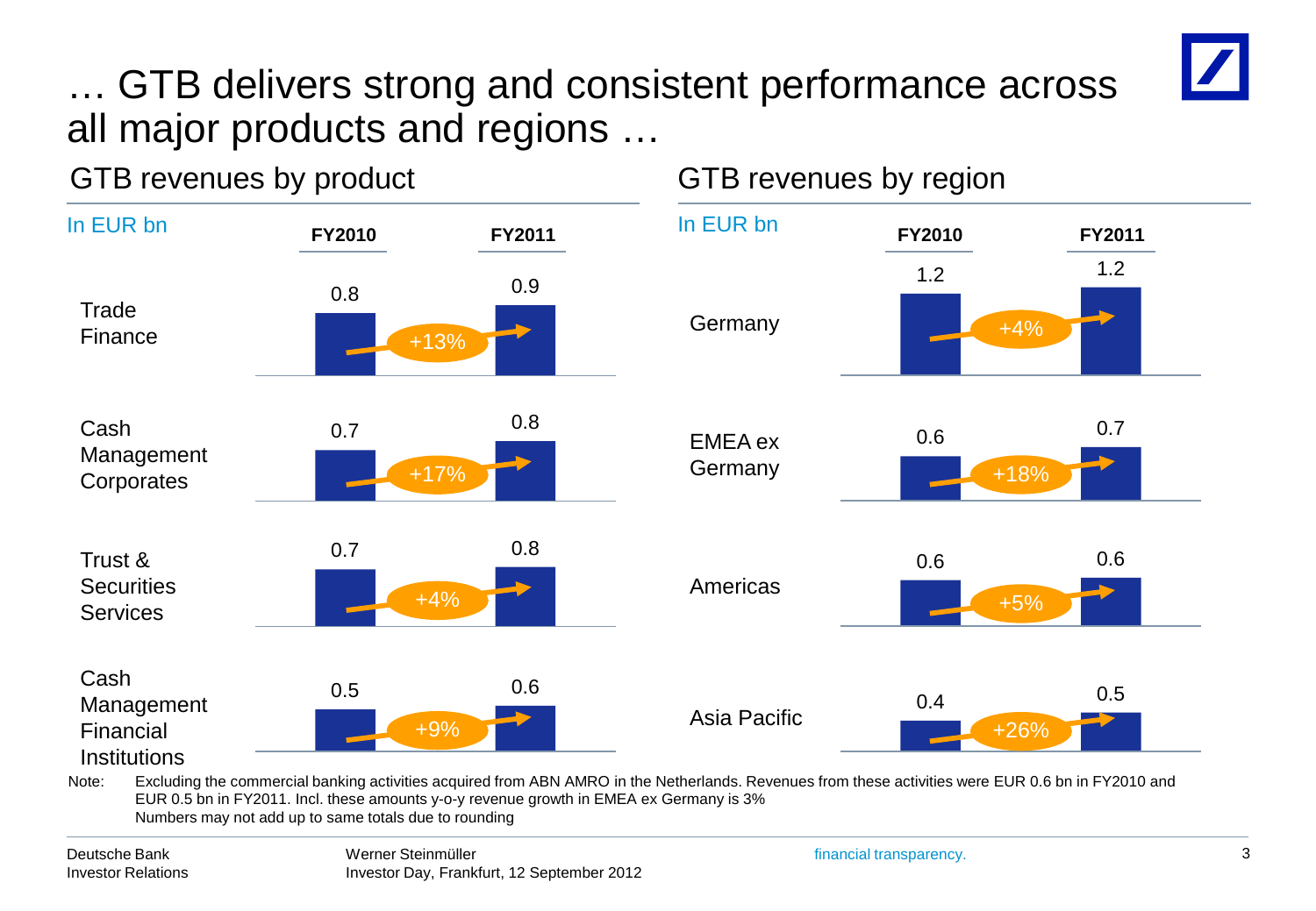# … GTB delivers strong and consistent performance across all major products and regions …

## GTB revenues by product

In EUR bn

| | FY2010 | FY2011 | Growth |
|---|---|---|---|
| Trade Finance | 0.8 | 0.9 | +13% |
| Cash Management Corporates | 0.7 | 0.8 | +17% |
| Trust & Securities Services | 0.7 | 0.8 | +4% |
| Cash Management Financial Institutions | 0.5 | 0.6 | +9% |

## GTB revenues by region

In EUR bn

| | FY2010 | FY2011 | Growth |
|---|---|---|---|
| Germany | 1.2 | 1.2 | +4% |
| EMEA ex Germany | 0.6 | 0.7 | +18% |
| Americas | 0.6 | 0.6 | +5% |
| Asia Pacific | 0.4 | 0.5 | +26% |

Note: Excluding the commercial banking activities acquired from ABN AMRO in the Netherlands. Revenues from these activities were EUR 0.6 bn in FY2010 and EUR 0.5 bn in FY2011. Incl. these amounts y-o-y revenue growth in EMEA ex Germany is 3%
Numbers may not add up to same totals due to rounding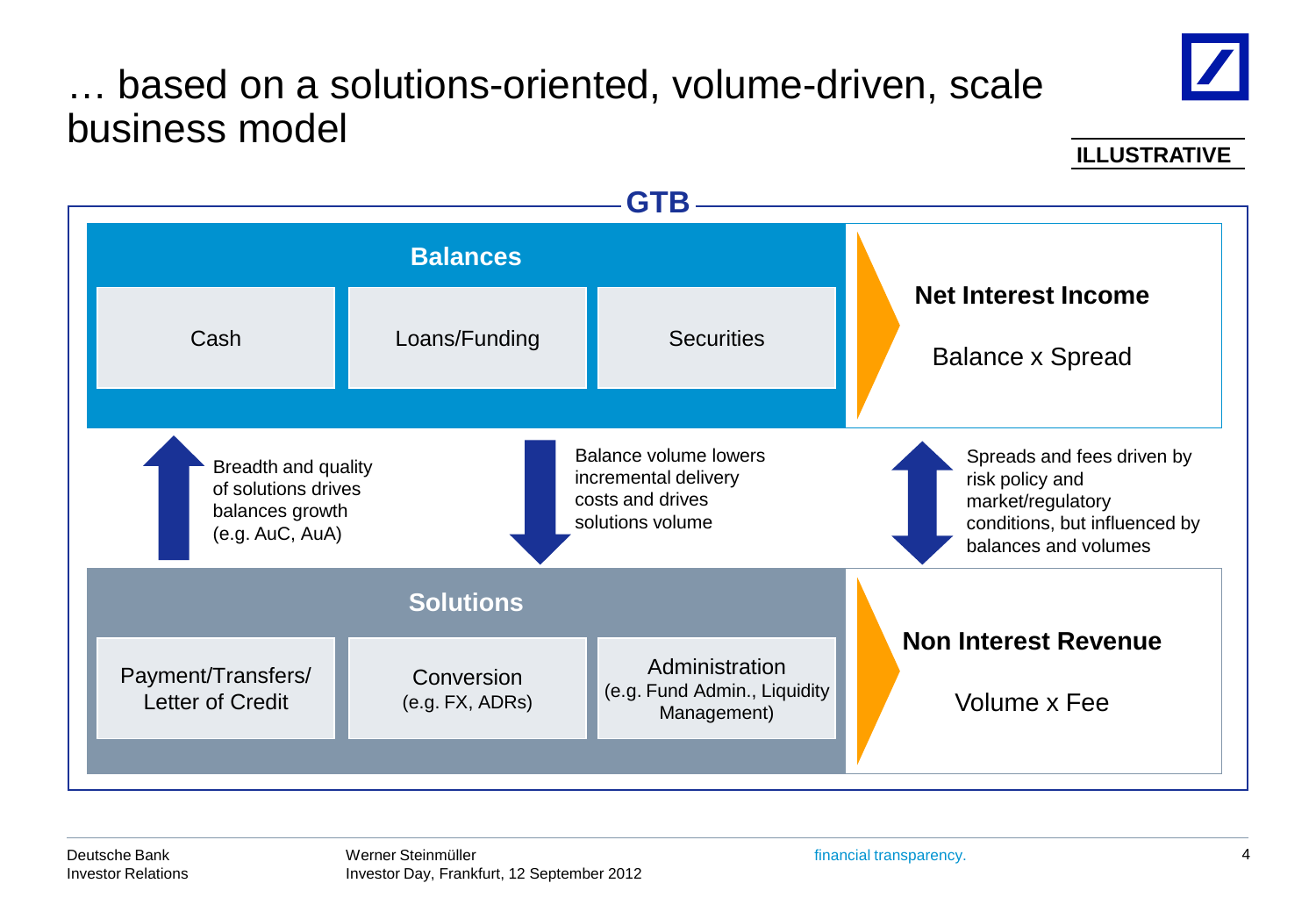# … based on a solutions-oriented, volume-driven, scale business model

**ILLUSTRATIVE**

## GTB

### Balances

- Cash
- Loans/Funding
- Securities

**Net Interest Income**

Balance x Spread

Breadth and quality of solutions drives balances growth (e.g. AuC, AuA)

Balance volume lowers incremental delivery costs and drives solutions volume

Spreads and fees driven by risk policy and market/regulatory conditions, but influenced by balances and volumes

### Solutions

- Payment/Transfers/ Letter of Credit
- Conversion (e.g. FX, ADRs)
- Administration (e.g. Fund Admin., Liquidity Management)

**Non Interest Revenue**

Volume x Fee

Deutsche Bank Investor Relations — Werner Steinmüller, Investor Day, Frankfurt, 12 September 2012 — financial transparency.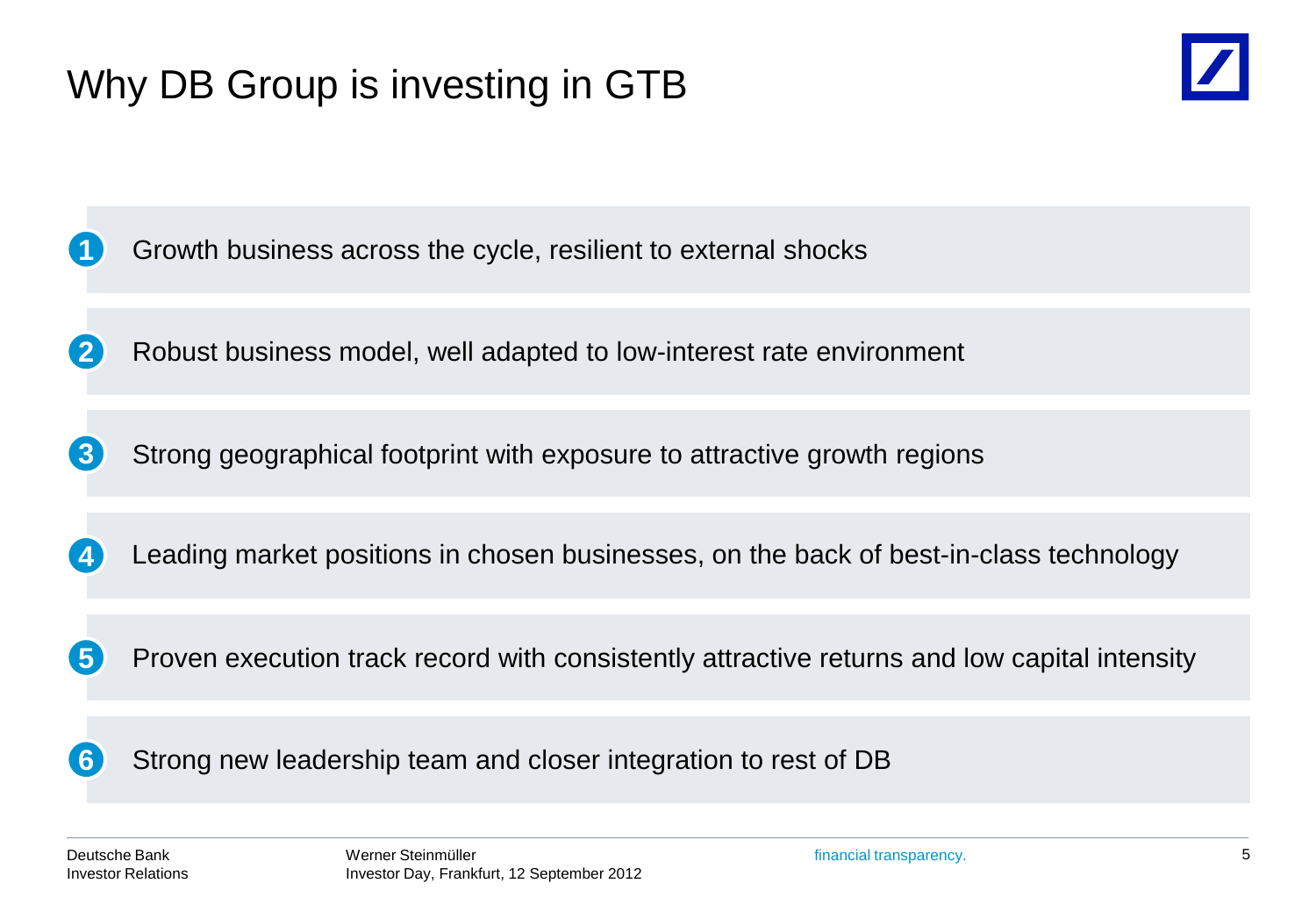# Why DB Group is investing in GTB

1. Growth business across the cycle, resilient to external shocks
2. Robust business model, well adapted to low-interest rate environment
3. Strong geographical footprint with exposure to attractive growth regions
4. Leading market positions in chosen businesses, on the back of best-in-class technology
5. Proven execution track record with consistently attractive returns and low capital intensity
6. Strong new leadership team and closer integration to rest of DB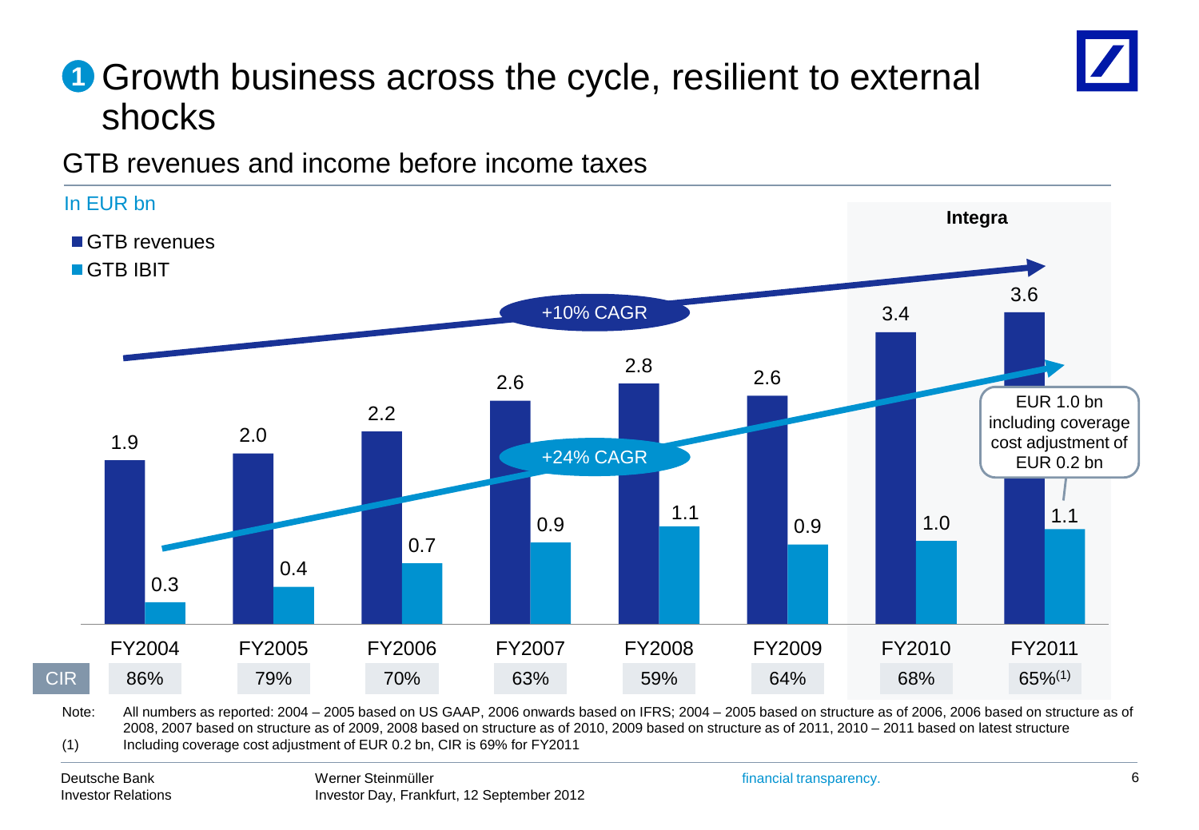# ❶ Growth business across the cycle, resilient to external shocks

## GTB revenues and income before income taxes

In EUR bn

- GTB revenues
- GTB IBIT

| | FY2004 | FY2005 | FY2006 | FY2007 | FY2008 | FY2009 | FY2010 | FY2011 |
|---|---|---|---|---|---|---|---|---|
| GTB revenues | 1.9 | 2.0 | 2.2 | 2.6 | 2.8 | 2.6 | 3.4 | 3.6 |
| GTB IBIT | 0.3 | 0.4 | 0.7 | 0.9 | 1.1 | 0.9 | 1.0 | 1.1 |
| CIR | 86% | 79% | 70% | 63% | 59% | 64% | 68% | 65%(1) |

+10% CAGR (GTB revenues)

+24% CAGR (GTB IBIT)

Integra (FY2010 – FY2011)

FY2011 IBIT: EUR 1.0 bn including coverage cost adjustment of EUR 0.2 bn

Note: All numbers as reported: 2004 – 2005 based on US GAAP, 2006 onwards based on IFRS; 2004 – 2005 based on structure as of 2006, 2006 based on structure as of 2008, 2007 based on structure as of 2009, 2008 based on structure as of 2010, 2009 based on structure as of 2011, 2010 – 2011 based on latest structure

(1) Including coverage cost adjustment of EUR 0.2 bn, CIR is 69% for FY2011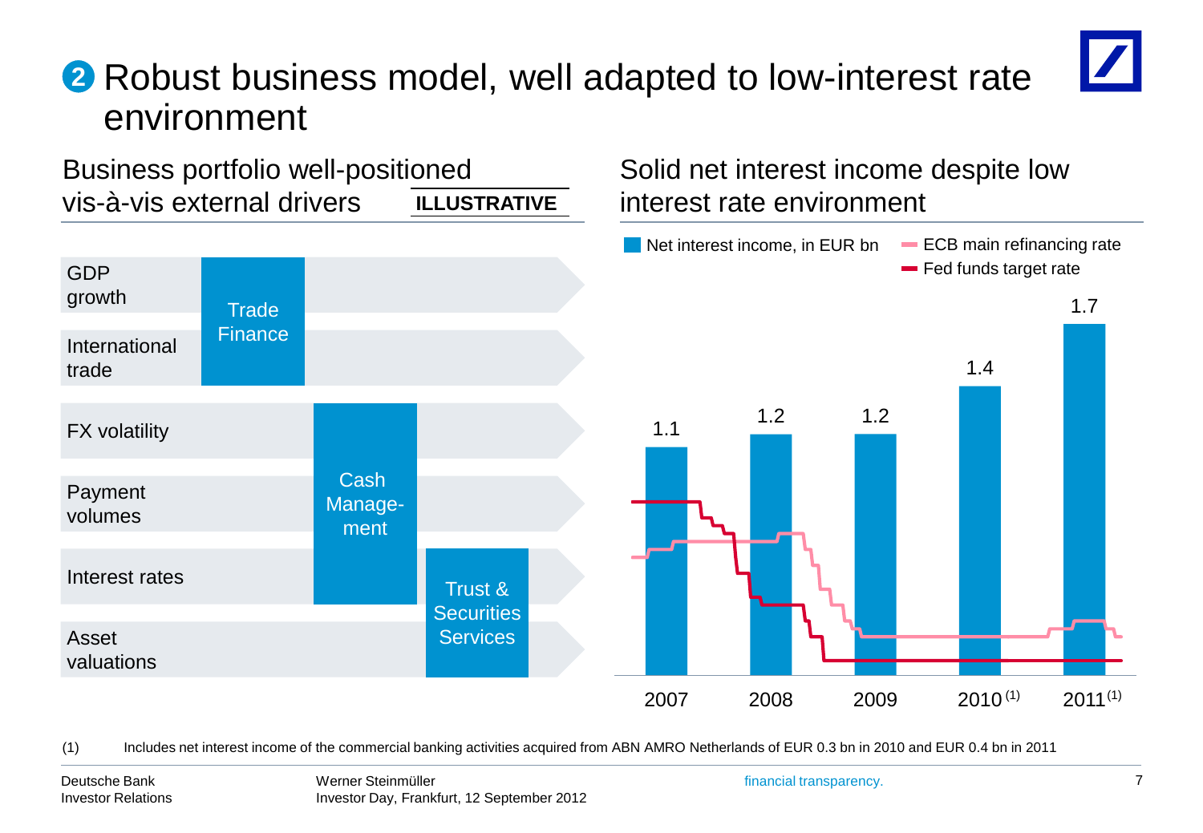# ❷ Robust business model, well adapted to low-interest rate environment

## Business portfolio well-positioned vis-à-vis external drivers

**ILLUSTRATIVE**

| External driver | Trade Finance | Cash Management | Trust & Securities Services |
|---|---|---|---|
| GDP growth | ■ | | |
| International trade | ■ | | |
| FX volatility | | ■ | |
| Payment volumes | | ■ | |
| Interest rates | | ■ | ■ |
| Asset valuations | | | ■ |

## Solid net interest income despite low interest rate environment

Net interest income, in EUR bn; ECB main refinancing rate; Fed funds target rate

| Year | Net interest income, in EUR bn |
|---|---|
| 2007 | 1.1 |
| 2008 | 1.2 |
| 2009 | 1.2 |
| 2010 [(1)] | 1.4 |
| 2011 [(1)] | 1.7 |

(1) Includes net interest income of the commercial banking activities acquired from ABN AMRO Netherlands of EUR 0.3 bn in 2010 and EUR 0.4 bn in 2011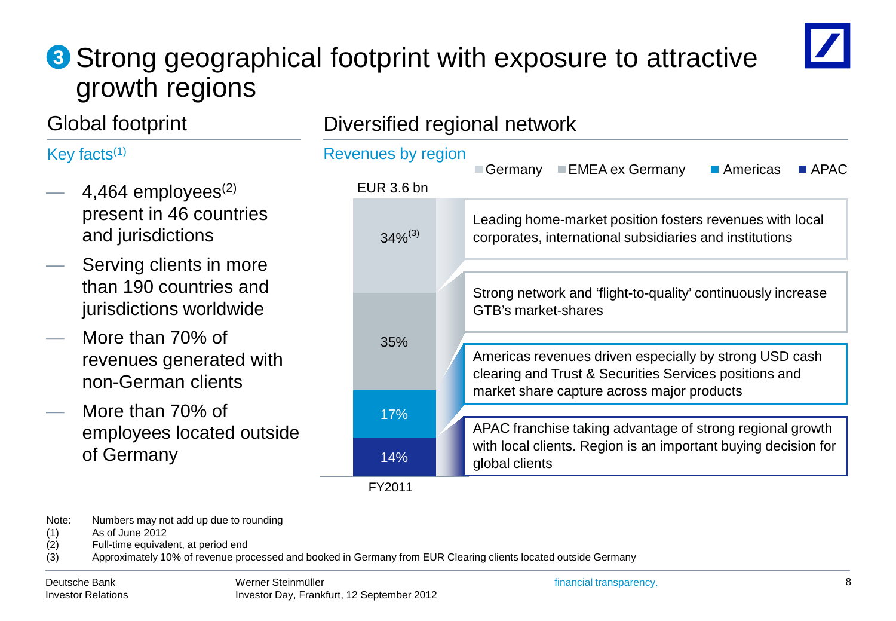# ❸ Strong geographical footprint with exposure to attractive growth regions

## Global footprint

### Key facts[1]

- 4,464 employees[2] present in 46 countries and jurisdictions
- Serving clients in more than 190 countries and jurisdictions worldwide
- More than 70% of revenues generated with non-German clients
- More than 70% of employees located outside of Germany

## Diversified regional network

### Revenues by region

EUR 3.6 bn (FY2011)

| Region | Share | Comment |
|---|---|---|
| Germany | 34%[3] | Leading home-market position fosters revenues with local corporates, international subsidiaries and institutions |
| EMEA ex Germany | 35% | Strong network and 'flight-to-quality' continuously increase GTB's market-shares |
| Americas | 17% | Americas revenues driven especially by strong USD cash clearing and Trust & Securities Services positions and market share capture across major products |
| APAC | 14% | APAC franchise taking advantage of strong regional growth with local clients. Region is an important buying decision for global clients |

Note: Numbers may not add up due to rounding
(1) As of June 2012
(2) Full-time equivalent, at period end
(3) Approximately 10% of revenue processed and booked in Germany from EUR Clearing clients located outside Germany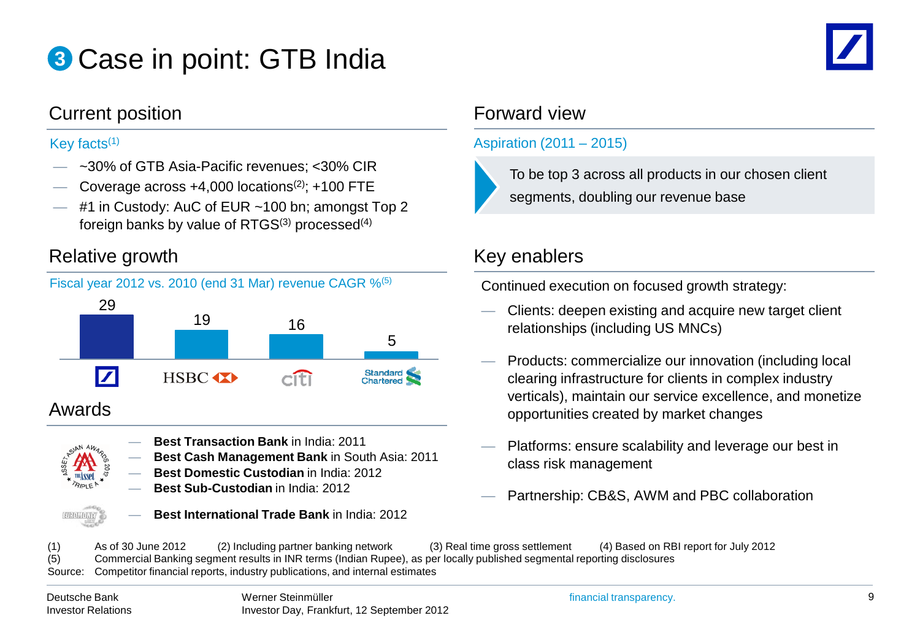# ❸ Case in point: GTB India

## Current position

**Key facts[1]**

- ~30% of GTB Asia-Pacific revenues; <30% CIR
- Coverage across +4,000 locations[2]; +100 FTE
- #1 in Custody: AuC of EUR ~100 bn; amongst Top 2 foreign banks by value of RTGS[3] processed[4]

## Relative growth

**Fiscal year 2012 vs. 2010 (end 31 Mar) revenue CAGR %[5]**

| Deutsche Bank | HSBC | Citi | Standard Chartered |
|---|---|---|---|
| 29 | 19 | 16 | 5 |

## Awards

- **Best Transaction Bank** in India: 2011
- **Best Cash Management Bank** in South Asia: 2011
- **Best Domestic Custodian** in India: 2012
- **Best Sub-Custodian** in India: 2012
- **Best International Trade Bank** in India: 2012

## Forward view

**Aspiration (2011 – 2015)**

To be top 3 across all products in our chosen client segments, doubling our revenue base

## Key enablers

Continued execution on focused growth strategy:

- Clients: deepen existing and acquire new target client relationships (including US MNCs)
- Products: commercialize our innovation (including local clearing infrastructure for clients in complex industry verticals), maintain our service excellence, and monetize opportunities created by market changes
- Platforms: ensure scalability and leverage our best in class risk management
- Partnership: CB&S, AWM and PBC collaboration

(1) As of 30 June 2012 (2) Including partner banking network (3) Real time gross settlement (4) Based on RBI report for July 2012
(5) Commercial Banking segment results in INR terms (Indian Rupee), as per locally published segmental reporting disclosures
Source: Competitor financial reports, industry publications, and internal estimates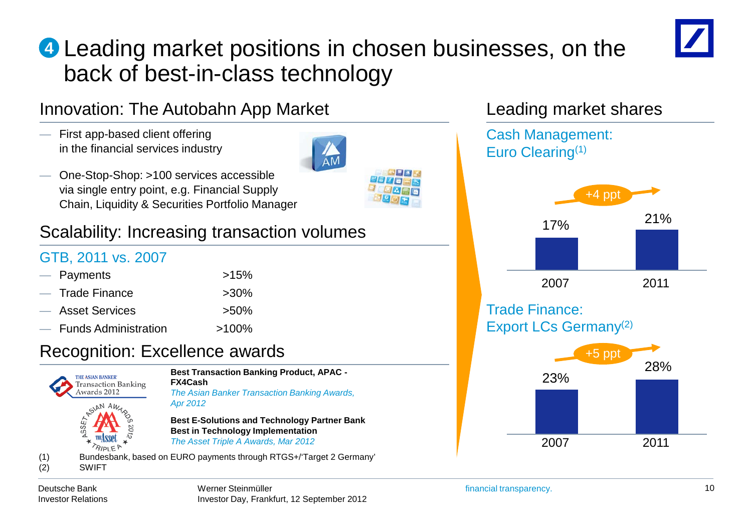# ❹ Leading market positions in chosen businesses, on the back of best-in-class technology

## Innovation: The Autobahn App Market

- First app-based client offering in the financial services industry
- One-Stop-Shop: >100 services accessible via single entry point, e.g. Financial Supply Chain, Liquidity & Securities Portfolio Manager

## Scalability: Increasing transaction volumes

### GTB, 2011 vs. 2007

| | |
|---|---|
| Payments | >15% |
| Trade Finance | >30% |
| Asset Services | >50% |
| Funds Administration | >100% |

## Recognition: Excellence awards

**Best Transaction Banking Product, APAC - FX4Cash**
*The Asian Banker Transaction Banking Awards, Apr 2012*

**Best E-Solutions and Technology Partner Bank**
**Best in Technology Implementation**
*The Asset Triple A Awards, Mar 2012*

(1) Bundesbank, based on EURO payments through RTGS+/'Target 2 Germany'
(2) SWIFT

## Leading market shares

### Cash Management: Euro Clearing[1]

| 2007 | 2011 |
|---|---|
| 17% | 21% |

+4 ppt

### Trade Finance: Export LCs Germany[2]

| 2007 | 2011 |
|---|---|
| 23% | 28% |

+5 ppt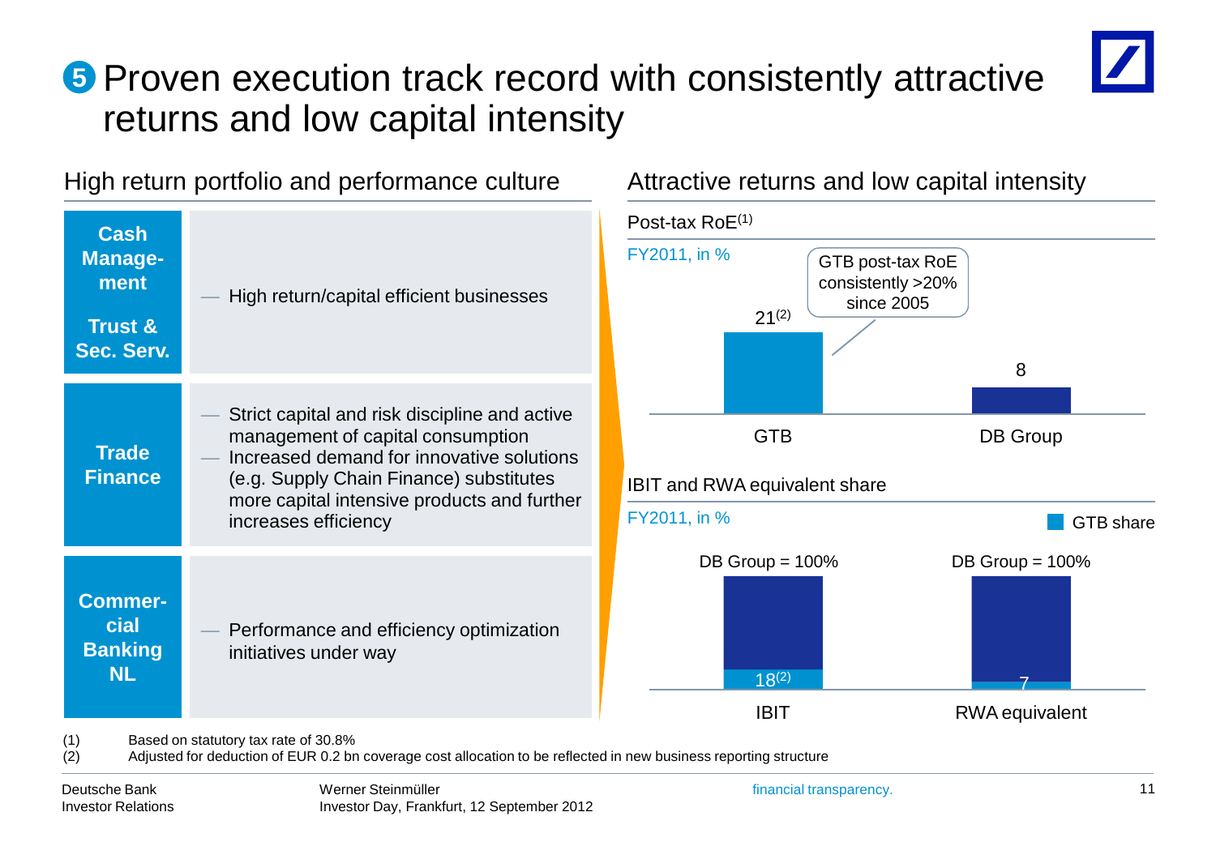# 5 Proven execution track record with consistently attractive returns and low capital intensity

## High return portfolio and performance culture

| Business | Description |
|---|---|
| **Cash Management**<br>**Trust & Sec. Serv.** | — High return/capital efficient businesses |
| **Trade Finance** | — Strict capital and risk discipline and active management of capital consumption<br>— Increased demand for innovative solutions (e.g. Supply Chain Finance) substitutes more capital intensive products and further increases efficiency |
| **Commercial Banking NL** | — Performance and efficiency optimization initiatives under way |

## Attractive returns and low capital intensity

### Post-tax RoE[1]

FY2011, in %

| | GTB | DB Group |
|---|---|---|
| Post-tax RoE | 21[2] | 8 |

GTB post-tax RoE consistently >20% since 2005

### IBIT and RWA equivalent share

FY2011, in %

GTB share

| | IBIT | RWA equivalent |
|---|---|---|
| DB Group | 100% | 100% |
| GTB share | 18[2] | 7 |

(1) Based on statutory tax rate of 30.8%
(2) Adjusted for deduction of EUR 0.2 bn coverage cost allocation to be reflected in new business reporting structure

Deutsche Bank Investor Relations — Werner Steinmüller, Investor Day, Frankfurt, 12 September 2012 — financial transparency.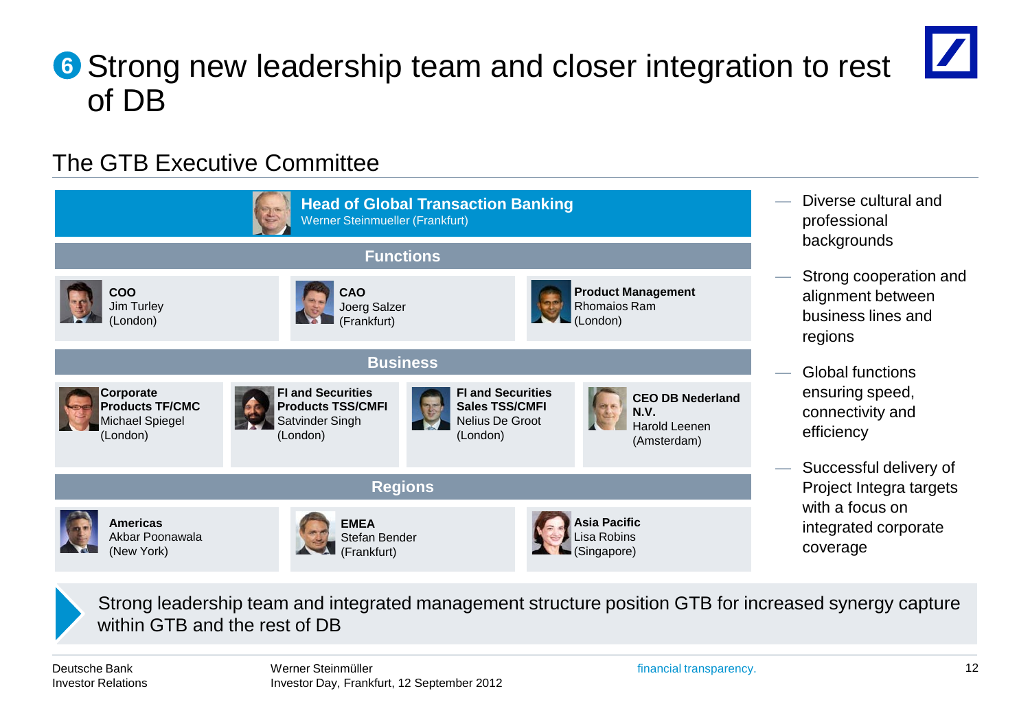# ❻ Strong new leadership team and closer integration to rest of DB

## The GTB Executive Committee

**Head of Global Transaction Banking**
Werner Steinmueller (Frankfurt)

### Functions

| | | |
|---|---|---|
| **COO** Jim Turley (London) | **CAO** Joerg Salzer (Frankfurt) | **Product Management** Rhomaios Ram (London) |

### Business

| | | | |
|---|---|---|---|
| **Corporate Products TF/CMC** Michael Spiegel (London) | **FI and Securities Products TSS/CMFI** Satvinder Singh (London) | **FI and Securities Sales TSS/CMFI** Nelius De Groot (London) | **CEO DB Nederland N.V.** Harold Leenen (Amsterdam) |

### Regions

| | | |
|---|---|---|
| **Americas** Akbar Poonawala (New York) | **EMEA** Stefan Bender (Frankfurt) | **Asia Pacific** Lisa Robins (Singapore) |

- Diverse cultural and professional backgrounds
- Strong cooperation and alignment between business lines and regions
- Global functions ensuring speed, connectivity and efficiency
- Successful delivery of Project Integra targets with a focus on integrated corporate coverage

Strong leadership team and integrated management structure position GTB for increased synergy capture within GTB and the rest of DB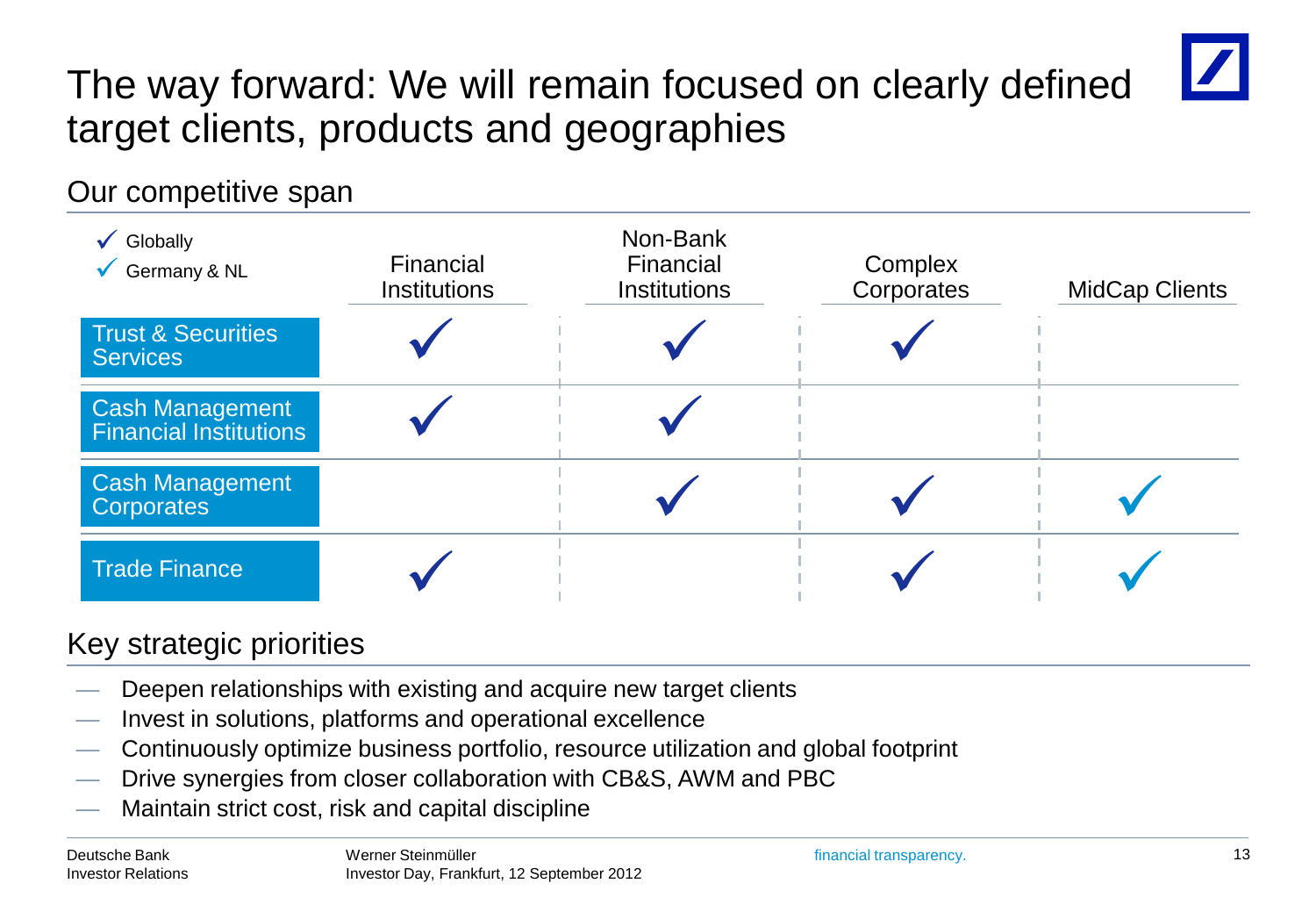# The way forward: We will remain focused on clearly defined target clients, products and geographies

## Our competitive span

✓ Globally
✓ Germany & NL

| | Financial Institutions | Non-Bank Financial Institutions | Complex Corporates | MidCap Clients |
|---|---|---|---|---|
| Trust & Securities Services | ✓ | ✓ | ✓ | |
| Cash Management Financial Institutions | ✓ | ✓ | | |
| Cash Management Corporates | | ✓ | ✓ | ✓ |
| Trade Finance | ✓ | | ✓ | ✓ |

## Key strategic priorities

- Deepen relationships with existing and acquire new target clients
- Invest in solutions, platforms and operational excellence
- Continuously optimize business portfolio, resource utilization and global footprint
- Drive synergies from closer collaboration with CB&S, AWM and PBC
- Maintain strict cost, risk and capital discipline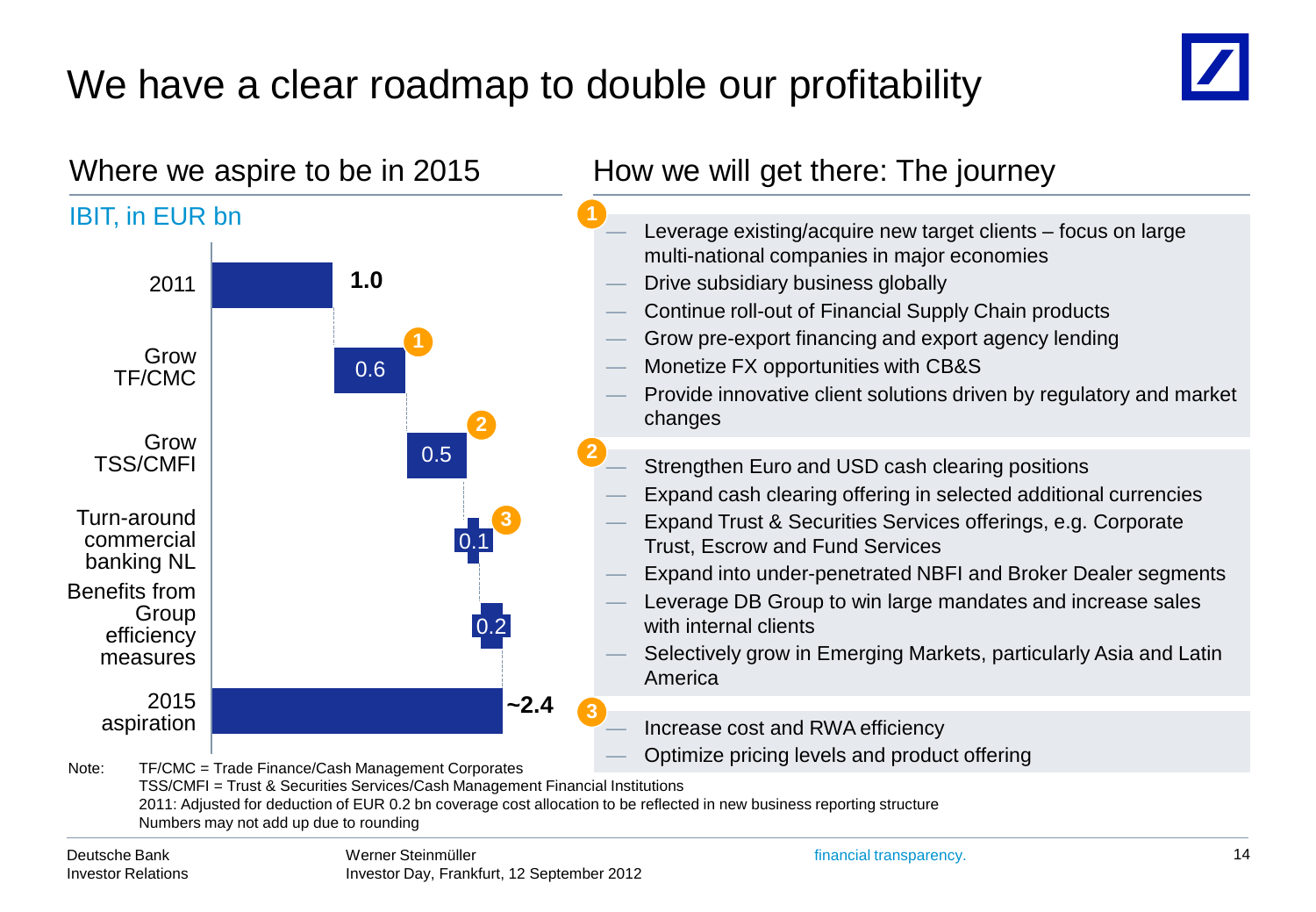# We have a clear roadmap to double our profitability

## Where we aspire to be in 2015

IBIT, in EUR bn

| | IBIT |
|---|---|
| 2011 | 1.0 |
| Grow TF/CMC (1) | 0.6 |
| Grow TSS/CMFI (2) | 0.5 |
| Turn-around commercial banking NL (3) | 0.1 |
| Benefits from Group efficiency measures | 0.2 |
| 2015 aspiration | ~2.4 |

## How we will get there: The journey

**1**

- Leverage existing/acquire new target clients – focus on large multi-national companies in major economies
- Drive subsidiary business globally
- Continue roll-out of Financial Supply Chain products
- Grow pre-export financing and export agency lending
- Monetize FX opportunities with CB&S
- Provide innovative client solutions driven by regulatory and market changes

**2**

- Strengthen Euro and USD cash clearing positions
- Expand cash clearing offering in selected additional currencies
- Expand Trust & Securities Services offerings, e.g. Corporate Trust, Escrow and Fund Services
- Expand into under-penetrated NBFI and Broker Dealer segments
- Leverage DB Group to win large mandates and increase sales with internal clients
- Selectively grow in Emerging Markets, particularly Asia and Latin America

**3**

- Increase cost and RWA efficiency
- Optimize pricing levels and product offering

Note: TF/CMC = Trade Finance/Cash Management Corporates
TSS/CMFI = Trust & Securities Services/Cash Management Financial Institutions
2011: Adjusted for deduction of EUR 0.2 bn coverage cost allocation to be reflected in new business reporting structure
Numbers may not add up due to rounding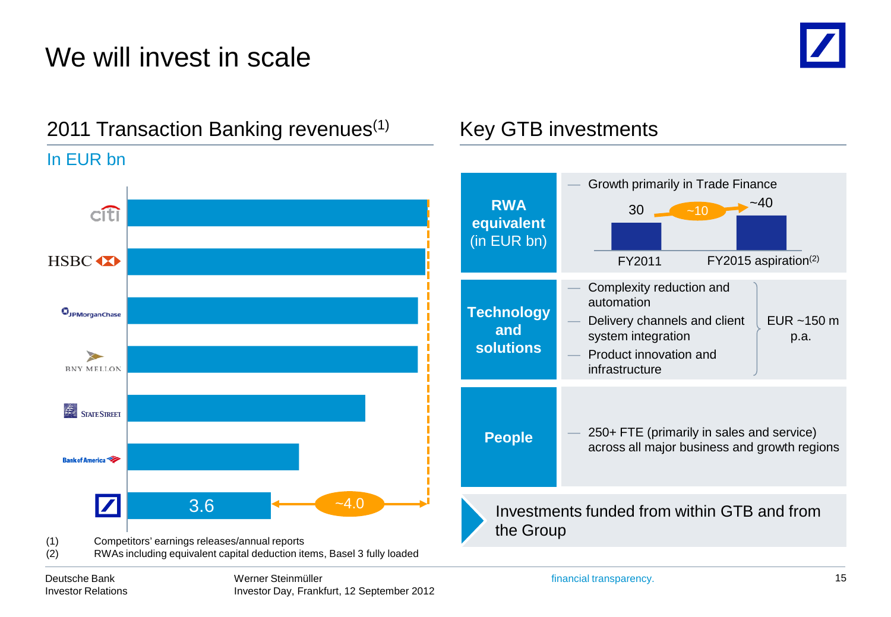# We will invest in scale

## 2011 Transaction Banking revenues[1]

In EUR bn

| Bank | Revenues |
|---|---|
| Citi | |
| HSBC | |
| JPMorgan Chase | |
| BNY Mellon | |
| State Street | |
| Bank of America | |
| Deutsche Bank | 3.6 (~4.0 gap) |

(1) Competitors' earnings releases/annual reports
(2) RWAs including equivalent capital deduction items, Basel 3 fully loaded

## Key GTB investments

**RWA equivalent (in EUR bn)**

- Growth primarily in Trade Finance

FY2011: 30 → ~10 → FY2015 aspiration[2]: ~40

**Technology and solutions**

- Complexity reduction and automation
- Delivery channels and client system integration
- Product innovation and infrastructure

EUR ~150 m p.a.

**People**

- 250+ FTE (primarily in sales and service) across all major business and growth regions

Investments funded from within GTB and from the Group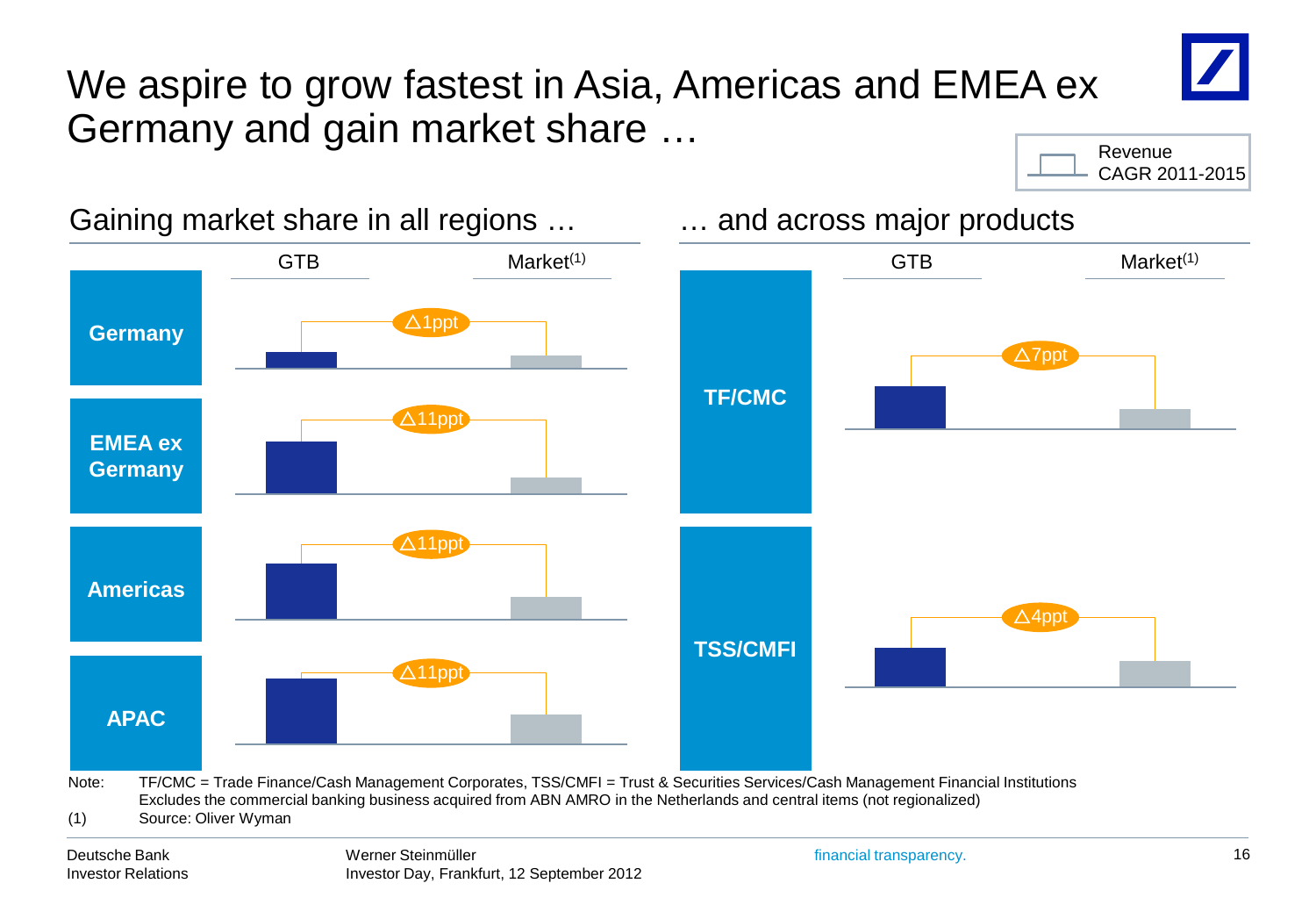# We aspire to grow fastest in Asia, Americas and EMEA ex Germany and gain market share …

Revenue CAGR 2011-2015

## Gaining market share in all regions …

| | GTB | Market[1] |
|---|---|---|
| Germany | △1ppt | |
| EMEA ex Germany | △11ppt | |
| Americas | △11ppt | |
| APAC | △11ppt | |

## … and across major products

| | GTB | Market[1] |
|---|---|---|
| TF/CMC | △7ppt | |
| TSS/CMFI | △4ppt | |

Note: TF/CMC = Trade Finance/Cash Management Corporates, TSS/CMFI = Trust & Securities Services/Cash Management Financial Institutions
Excludes the commercial banking business acquired from ABN AMRO in the Netherlands and central items (not regionalized)

(1) Source: Oliver Wyman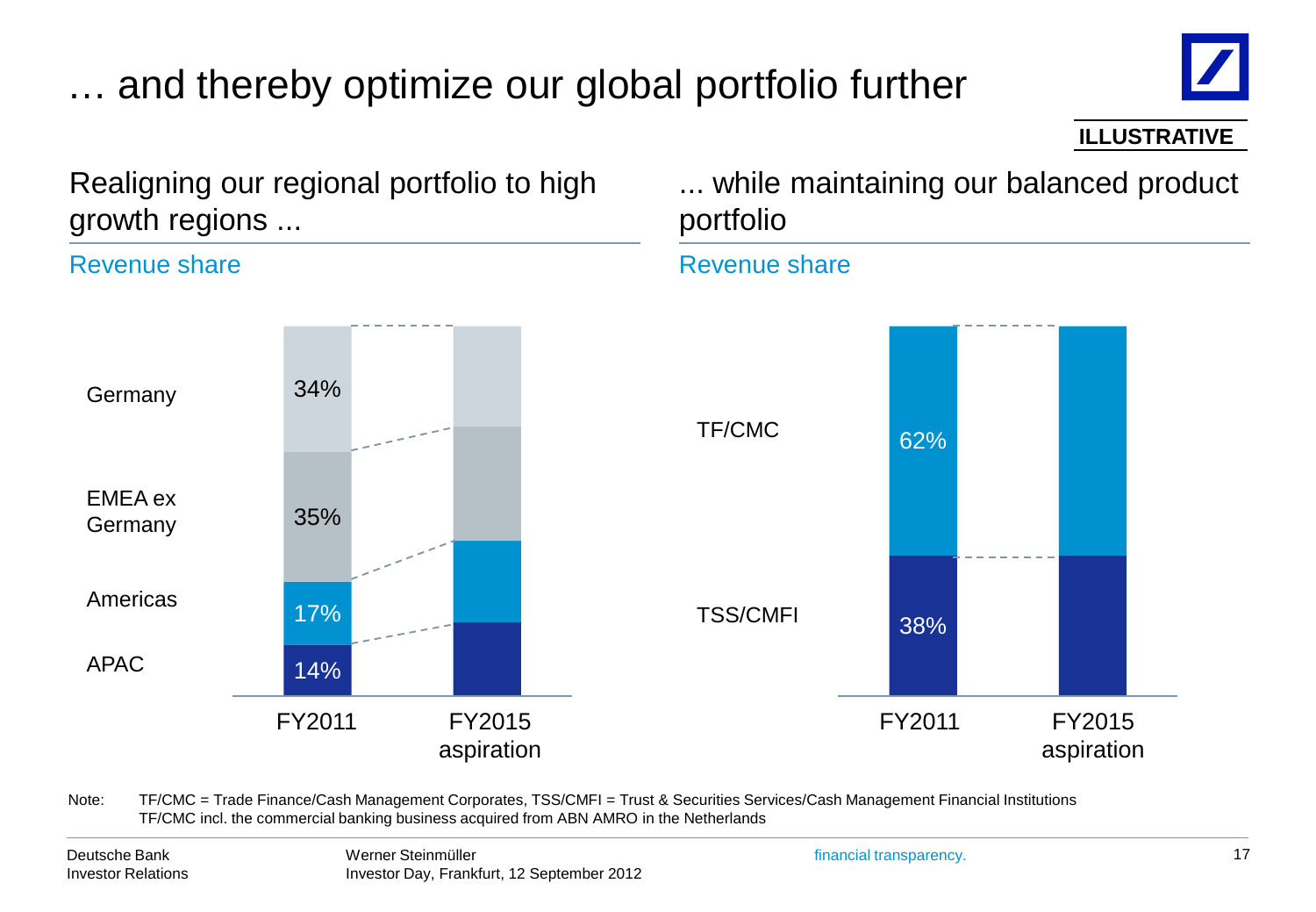# … and thereby optimize our global portfolio further

**ILLUSTRATIVE**

## Realigning our regional portfolio to high growth regions ...

Revenue share

| | FY2011 | FY2015 aspiration |
|---|---|---|
| Germany | 34% | |
| EMEA ex Germany | 35% | |
| Americas | 17% | |
| APAC | 14% | |

## ... while maintaining our balanced product portfolio

Revenue share

| | FY2011 | FY2015 aspiration |
|---|---|---|
| TF/CMC | 62% | |
| TSS/CMFI | 38% | |

Note: TF/CMC = Trade Finance/Cash Management Corporates, TSS/CMFI = Trust & Securities Services/Cash Management Financial Institutions
TF/CMC incl. the commercial banking business acquired from ABN AMRO in the Netherlands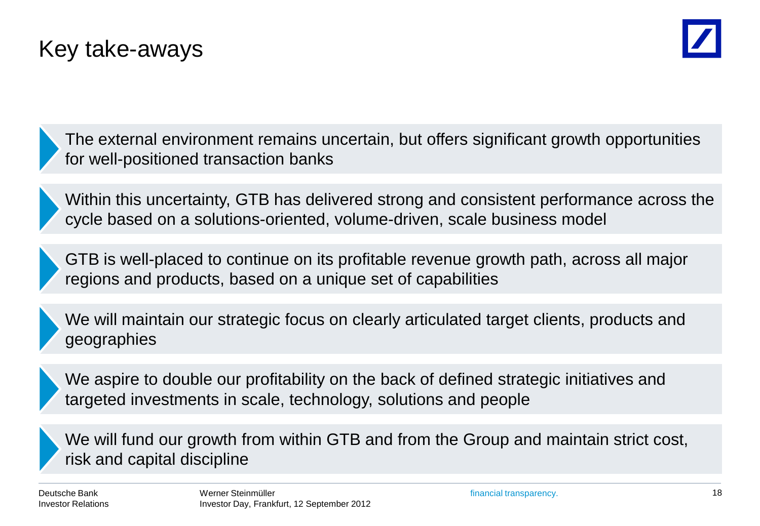# Key take-aways

- The external environment remains uncertain, but offers significant growth opportunities for well-positioned transaction banks
- Within this uncertainty, GTB has delivered strong and consistent performance across the cycle based on a solutions-oriented, volume-driven, scale business model
- GTB is well-placed to continue on its profitable revenue growth path, across all major regions and products, based on a unique set of capabilities
- We will maintain our strategic focus on clearly articulated target clients, products and geographies
- We aspire to double our profitability on the back of defined strategic initiatives and targeted investments in scale, technology, solutions and people
- We will fund our growth from within GTB and from the Group and maintain strict cost, risk and capital discipline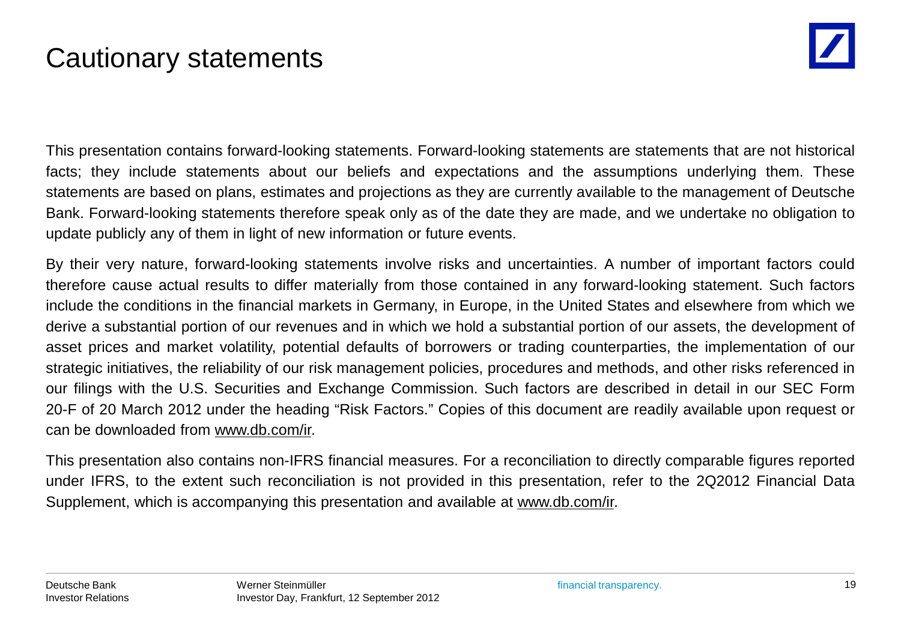# Cautionary statements

This presentation contains forward-looking statements. Forward-looking statements are statements that are not historical facts; they include statements about our beliefs and expectations and the assumptions underlying them. These statements are based on plans, estimates and projections as they are currently available to the management of Deutsche Bank. Forward-looking statements therefore speak only as of the date they are made, and we undertake no obligation to update publicly any of them in light of new information or future events.

By their very nature, forward-looking statements involve risks and uncertainties. A number of important factors could therefore cause actual results to differ materially from those contained in any forward-looking statement. Such factors include the conditions in the financial markets in Germany, in Europe, in the United States and elsewhere from which we derive a substantial portion of our revenues and in which we hold a substantial portion of our assets, the development of asset prices and market volatility, potential defaults of borrowers or trading counterparties, the implementation of our strategic initiatives, the reliability of our risk management policies, procedures and methods, and other risks referenced in our filings with the U.S. Securities and Exchange Commission. Such factors are described in detail in our SEC Form 20-F of 20 March 2012 under the heading "Risk Factors." Copies of this document are readily available upon request or can be downloaded from www.db.com/ir.

This presentation also contains non-IFRS financial measures. For a reconciliation to directly comparable figures reported under IFRS, to the extent such reconciliation is not provided in this presentation, refer to the 2Q2012 Financial Data Supplement, which is accompanying this presentation and available at www.db.com/ir.